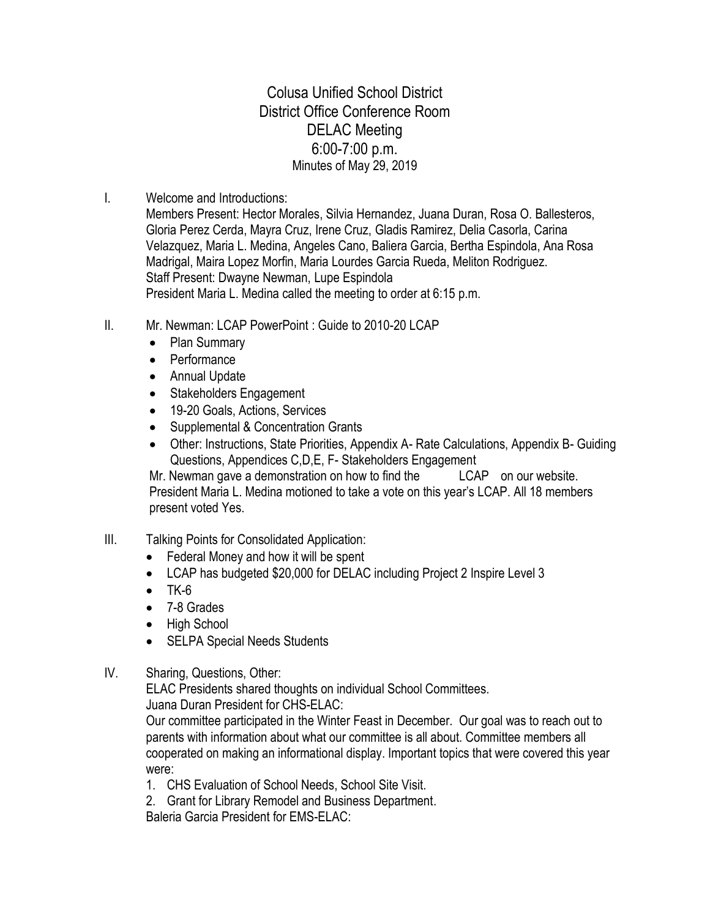# Colusa Unified School District
## District Office Conference Room
## DELAC Meeting
## 6:00-7:00 p.m.
Minutes of May 29, 2019

I. Welcome and Introductions:
Members Present: Hector Morales, Silvia Hernandez, Juana Duran, Rosa O. Ballesteros, Gloria Perez Cerda, Mayra Cruz, Irene Cruz, Gladis Ramirez, Delia Casorla, Carina Velazquez, Maria L. Medina, Angeles Cano, Baliera Garcia, Bertha Espindola, Ana Rosa Madrigal, Maira Lopez Morfin, Maria Lourdes Garcia Rueda, Meliton Rodriguez.
Staff Present: Dwayne Newman, Lupe Espindola
President Maria L. Medina called the meeting to order at 6:15 p.m.

II. Mr. Newman: LCAP PowerPoint : Guide to 2010-20 LCAP
- Plan Summary
- Performance
- Annual Update
- Stakeholders Engagement
- 19-20 Goals, Actions, Services
- Supplemental & Concentration Grants
- Other: Instructions, State Priorities, Appendix A- Rate Calculations, Appendix B- Guiding Questions, Appendices C,D,E, F- Stakeholders Engagement

Mr. Newman gave a demonstration on how to find the LCAP on our website.
President Maria L. Medina motioned to take a vote on this year's LCAP. All 18 members present voted Yes.

III. Talking Points for Consolidated Application:
- Federal Money and how it will be spent
- LCAP has budgeted $20,000 for DELAC including Project 2 Inspire Level 3
- TK-6
- 7-8 Grades
- High School
- SELPA Special Needs Students

IV. Sharing, Questions, Other:
ELAC Presidents shared thoughts on individual School Committees.
Juana Duran President for CHS-ELAC:
Our committee participated in the Winter Feast in December. Our goal was to reach out to parents with information about what our committee is all about. Committee members all cooperated on making an informational display. Important topics that were covered this year were:
1. CHS Evaluation of School Needs, School Site Visit.
2. Grant for Library Remodel and Business Department.

Baleria Garcia President for EMS-ELAC: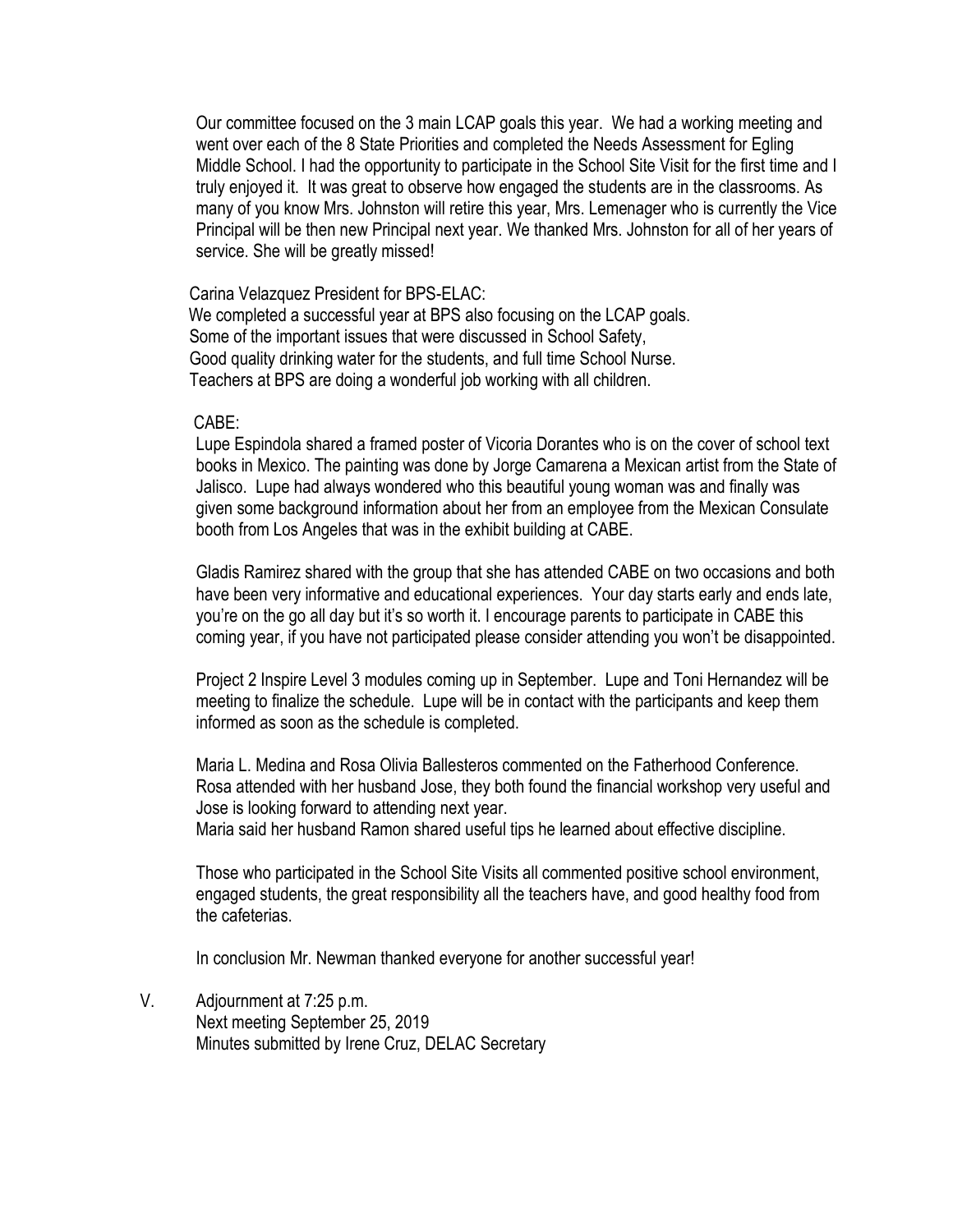Our committee focused on the 3 main LCAP goals this year. We had a working meeting and went over each of the 8 State Priorities and completed the Needs Assessment for Egling Middle School. I had the opportunity to participate in the School Site Visit for the first time and I truly enjoyed it. It was great to observe how engaged the students are in the classrooms. As many of you know Mrs. Johnston will retire this year, Mrs. Lemenager who is currently the Vice Principal will be then new Principal next year. We thanked Mrs. Johnston for all of her years of service. She will be greatly missed!

Carina Velazquez President for BPS-ELAC:
We completed a successful year at BPS also focusing on the LCAP goals.
Some of the important issues that were discussed in School Safety,
Good quality drinking water for the students, and full time School Nurse.
Teachers at BPS are doing a wonderful job working with all children.

CABE:
Lupe Espindola shared a framed poster of Vicoria Dorantes who is on the cover of school text books in Mexico. The painting was done by Jorge Camarena a Mexican artist from the State of Jalisco. Lupe had always wondered who this beautiful young woman was and finally was given some background information about her from an employee from the Mexican Consulate booth from Los Angeles that was in the exhibit building at CABE.

Gladis Ramirez shared with the group that she has attended CABE on two occasions and both have been very informative and educational experiences. Your day starts early and ends late, you're on the go all day but it's so worth it. I encourage parents to participate in CABE this coming year, if you have not participated please consider attending you won't be disappointed.

Project 2 Inspire Level 3 modules coming up in September. Lupe and Toni Hernandez will be meeting to finalize the schedule. Lupe will be in contact with the participants and keep them informed as soon as the schedule is completed.

Maria L. Medina and Rosa Olivia Ballesteros commented on the Fatherhood Conference. Rosa attended with her husband Jose, they both found the financial workshop very useful and Jose is looking forward to attending next year.
Maria said her husband Ramon shared useful tips he learned about effective discipline.

Those who participated in the School Site Visits all commented positive school environment, engaged students, the great responsibility all the teachers have, and good healthy food from the cafeterias.

In conclusion Mr. Newman thanked everyone for another successful year!

V. Adjournment at 7:25 p.m.
Next meeting September 25, 2019
Minutes submitted by Irene Cruz, DELAC Secretary